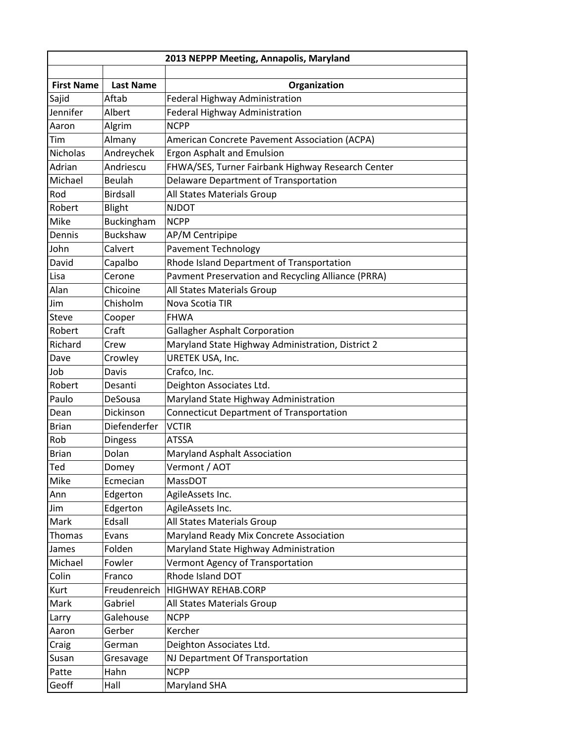# 2013 NEPPP Meeting, Annapolis, Maryland

| First Name | Last Name | Organization |
|---|---|---|
| Sajid | Aftab | Federal Highway Administration |
| Jennifer | Albert | Federal Highway Administration |
| Aaron | Algrim | NCPP |
| Tim | Almany | American Concrete Pavement Association (ACPA) |
| Nicholas | Andreychek | Ergon Asphalt and Emulsion |
| Adrian | Andriescu | FHWA/SES, Turner Fairbank Highway Research Center |
| Michael | Beulah | Delaware Department of Transportation |
| Rod | Birdsall | All States Materials Group |
| Robert | Blight | NJDOT |
| Mike | Buckingham | NCPP |
| Dennis | Buckshaw | AP/M Centripipe |
| John | Calvert | Pavement Technology |
| David | Capalbo | Rhode Island Department of Transportation |
| Lisa | Cerone | Pavment Preservation and Recycling Alliance (PRRA) |
| Alan | Chicoine | All States Materials Group |
| Jim | Chisholm | Nova Scotia TIR |
| Steve | Cooper | FHWA |
| Robert | Craft | Gallagher Asphalt Corporation |
| Richard | Crew | Maryland State Highway Administration, District 2 |
| Dave | Crowley | URETEK USA, Inc. |
| Job | Davis | Crafco, Inc. |
| Robert | Desanti | Deighton Associates Ltd. |
| Paulo | DeSousa | Maryland State Highway Administration |
| Dean | Dickinson | Connecticut Department of Transportation |
| Brian | Diefenderfer | VCTIR |
| Rob | Dingess | ATSSA |
| Brian | Dolan | Maryland Asphalt Association |
| Ted | Domey | Vermont / AOT |
| Mike | Ecmecian | MassDOT |
| Ann | Edgerton | AgileAssets Inc. |
| Jim | Edgerton | AgileAssets Inc. |
| Mark | Edsall | All States Materials Group |
| Thomas | Evans | Maryland Ready Mix Concrete Association |
| James | Folden | Maryland State Highway Administration |
| Michael | Fowler | Vermont Agency of Transportation |
| Colin | Franco | Rhode Island DOT |
| Kurt | Freudenreich | HIGHWAY REHAB.CORP |
| Mark | Gabriel | All States Materials Group |
| Larry | Galehouse | NCPP |
| Aaron | Gerber | Kercher |
| Craig | German | Deighton Associates Ltd. |
| Susan | Gresavage | NJ Department Of Transportation |
| Patte | Hahn | NCPP |
| Geoff | Hall | Maryland SHA |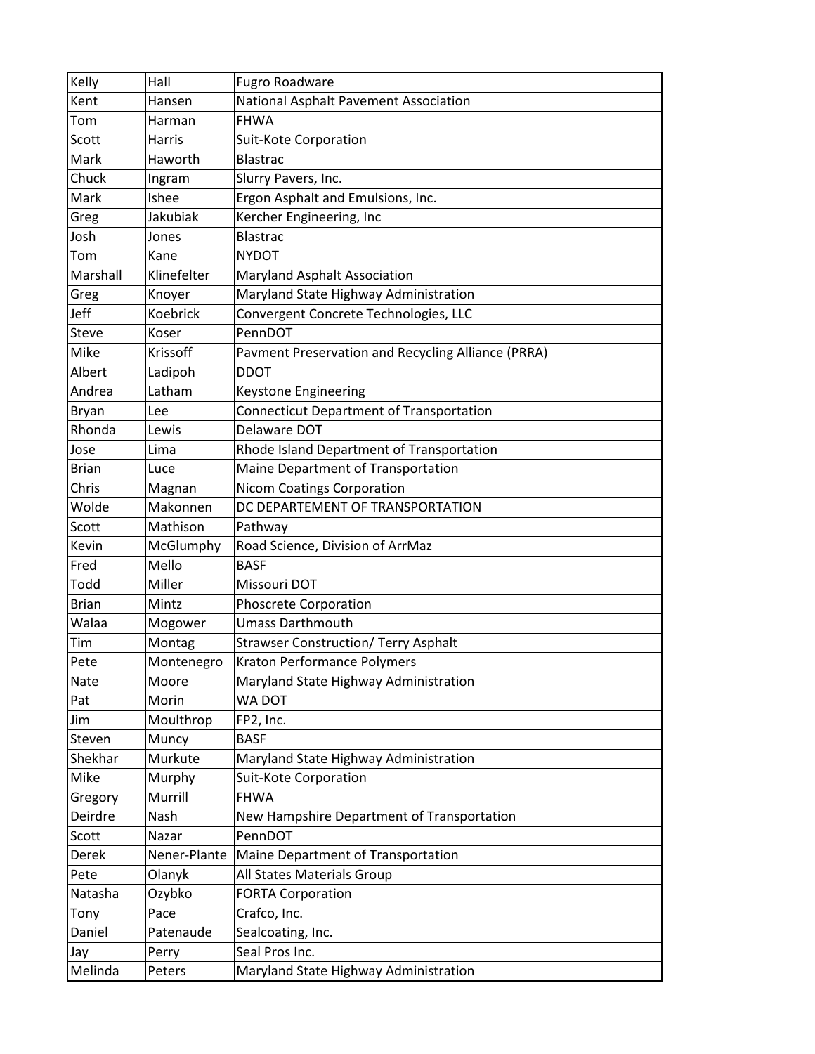| Kelly | Hall | Fugro Roadware |
| --- | --- | --- |
| Kent | Hansen | National Asphalt Pavement Association |
| Tom | Harman | FHWA |
| Scott | Harris | Suit-Kote Corporation |
| Mark | Haworth | Blastrac |
| Chuck | Ingram | Slurry Pavers, Inc. |
| Mark | Ishee | Ergon Asphalt and Emulsions, Inc. |
| Greg | Jakubiak | Kercher Engineering, Inc |
| Josh | Jones | Blastrac |
| Tom | Kane | NYDOT |
| Marshall | Klinefelter | Maryland Asphalt Association |
| Greg | Knoyer | Maryland State Highway Administration |
| Jeff | Koebrick | Convergent Concrete Technologies, LLC |
| Steve | Koser | PennDOT |
| Mike | Krissoff | Pavment Preservation and Recycling Alliance (PRRA) |
| Albert | Ladipoh | DDOT |
| Andrea | Latham | Keystone Engineering |
| Bryan | Lee | Connecticut Department of Transportation |
| Rhonda | Lewis | Delaware DOT |
| Jose | Lima | Rhode Island Department of Transportation |
| Brian | Luce | Maine Department of Transportation |
| Chris | Magnan | Nicom Coatings Corporation |
| Wolde | Makonnen | DC DEPARTEMENT OF TRANSPORTATION |
| Scott | Mathison | Pathway |
| Kevin | McGlumphy | Road Science, Division of ArrMaz |
| Fred | Mello | BASF |
| Todd | Miller | Missouri DOT |
| Brian | Mintz | Phoscrete Corporation |
| Walaa | Mogower | Umass Darthmouth |
| Tim | Montag | Strawser Construction/ Terry Asphalt |
| Pete | Montenegro | Kraton Performance Polymers |
| Nate | Moore | Maryland State Highway Administration |
| Pat | Morin | WA DOT |
| Jim | Moulthrop | FP2, Inc. |
| Steven | Muncy | BASF |
| Shekhar | Murkute | Maryland State Highway Administration |
| Mike | Murphy | Suit-Kote Corporation |
| Gregory | Murrill | FHWA |
| Deirdre | Nash | New Hampshire Department of Transportation |
| Scott | Nazar | PennDOT |
| Derek | Nener-Plante | Maine Department of Transportation |
| Pete | Olanyk | All States Materials Group |
| Natasha | Ozybko | FORTA Corporation |
| Tony | Pace | Crafco, Inc. |
| Daniel | Patenaude | Sealcoating, Inc. |
| Jay | Perry | Seal Pros Inc. |
| Melinda | Peters | Maryland State Highway Administration |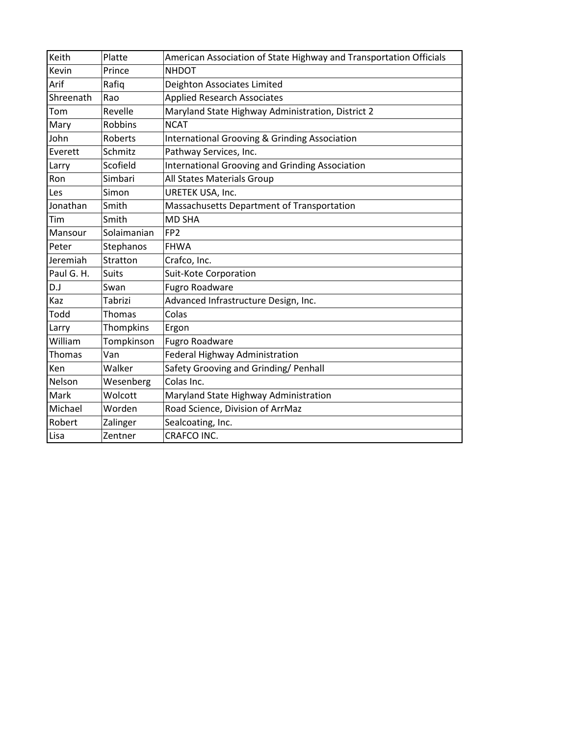| | | |
|---|---|---|
| Keith | Platte | American Association of State Highway and Transportation Officials |
| Kevin | Prince | NHDOT |
| Arif | Rafiq | Deighton Associates Limited |
| Shreenath | Rao | Applied Research Associates |
| Tom | Revelle | Maryland State Highway Administration, District 2 |
| Mary | Robbins | NCAT |
| John | Roberts | International Grooving & Grinding Association |
| Everett | Schmitz | Pathway Services, Inc. |
| Larry | Scofield | International Grooving and Grinding Association |
| Ron | Simbari | All States Materials Group |
| Les | Simon | URETEK USA, Inc. |
| Jonathan | Smith | Massachusetts Department of Transportation |
| Tim | Smith | MD SHA |
| Mansour | Solaimanian | FP2 |
| Peter | Stephanos | FHWA |
| Jeremiah | Stratton | Crafco, Inc. |
| Paul G. H. | Suits | Suit-Kote Corporation |
| D.J | Swan | Fugro Roadware |
| Kaz | Tabrizi | Advanced Infrastructure Design, Inc. |
| Todd | Thomas | Colas |
| Larry | Thompkins | Ergon |
| William | Tompkinson | Fugro Roadware |
| Thomas | Van | Federal Highway Administration |
| Ken | Walker | Safety Grooving and Grinding/ Penhall |
| Nelson | Wesenberg | Colas Inc. |
| Mark | Wolcott | Maryland State Highway Administration |
| Michael | Worden | Road Science, Division of ArrMaz |
| Robert | Zalinger | Sealcoating, Inc. |
| Lisa | Zentner | CRAFCO INC. |